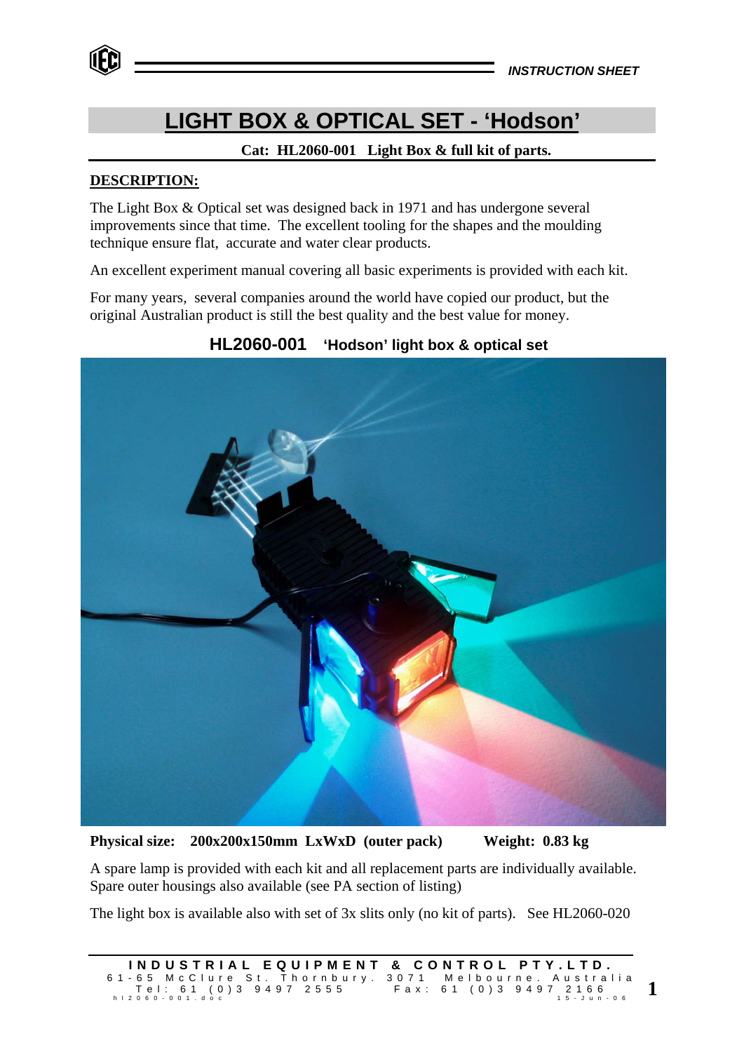# LIGHT BOX & OPTICAL SET - 'Hodson'

**Cat: HL2060-001 Light Box & full kit of parts.**

## DESCRIPTION:

The Light Box & Optical set was designed back in 1971 and has undergone several improvements since that time. The excellent tooling for the shapes and the moulding technique ensure flat, accurate and water clear products.

An excellent experiment manual covering all basic experiments is provided with each kit.

For many years, several companies around the world have copied our product, but the original Australian product is still the best quality and the best value for money.

**HL2060-001 'Hodson' light box & optical set**

**Physical size: 200x200x150mm LxWxD (outer pack) Weight: 0.83 kg**

A spare lamp is provided with each kit and all replacement parts are individually available. Spare outer housings also available (see PA section of listing)

The light box is available also with set of 3x slits only (no kit of parts). See HL2060-020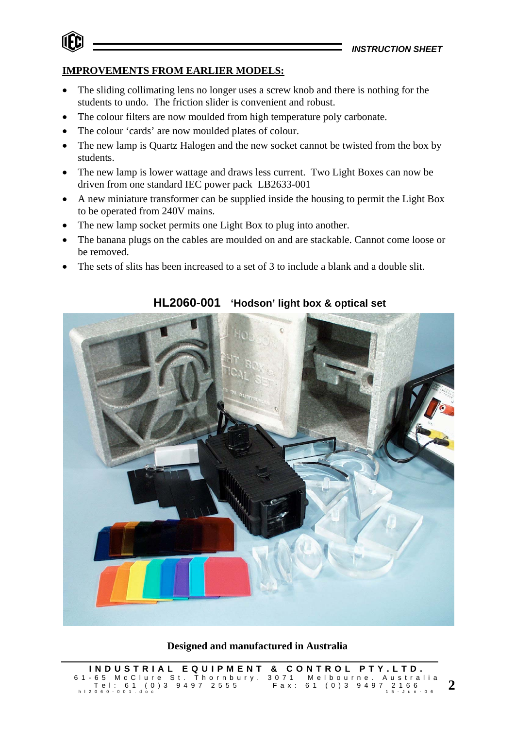## IMPROVEMENTS FROM EARLIER MODELS:

- The sliding collimating lens no longer uses a screw knob and there is nothing for the students to undo. The friction slider is convenient and robust.
- The colour filters are now moulded from high temperature poly carbonate.
- The colour 'cards' are now moulded plates of colour.
- The new lamp is Quartz Halogen and the new socket cannot be twisted from the box by students.
- The new lamp is lower wattage and draws less current. Two Light Boxes can now be driven from one standard IEC power pack LB2633-001
- A new miniature transformer can be supplied inside the housing to permit the Light Box to be operated from 240V mains.
- The new lamp socket permits one Light Box to plug into another.
- The banana plugs on the cables are moulded on and are stackable. Cannot come loose or be removed.
- The sets of slits has been increased to a set of 3 to include a blank and a double slit.

**HL2060-001 'Hodson' light box & optical set**

**Designed and manufactured in Australia**

INDUSTRIAL EQUIPMENT & CONTROL PTY.LTD.
61-65 McClure St. Thornbury. 3071 Melbourne. Australia
Tel: 61 (0)3 9497 2555 Fax: 61 (0)3 9497 2166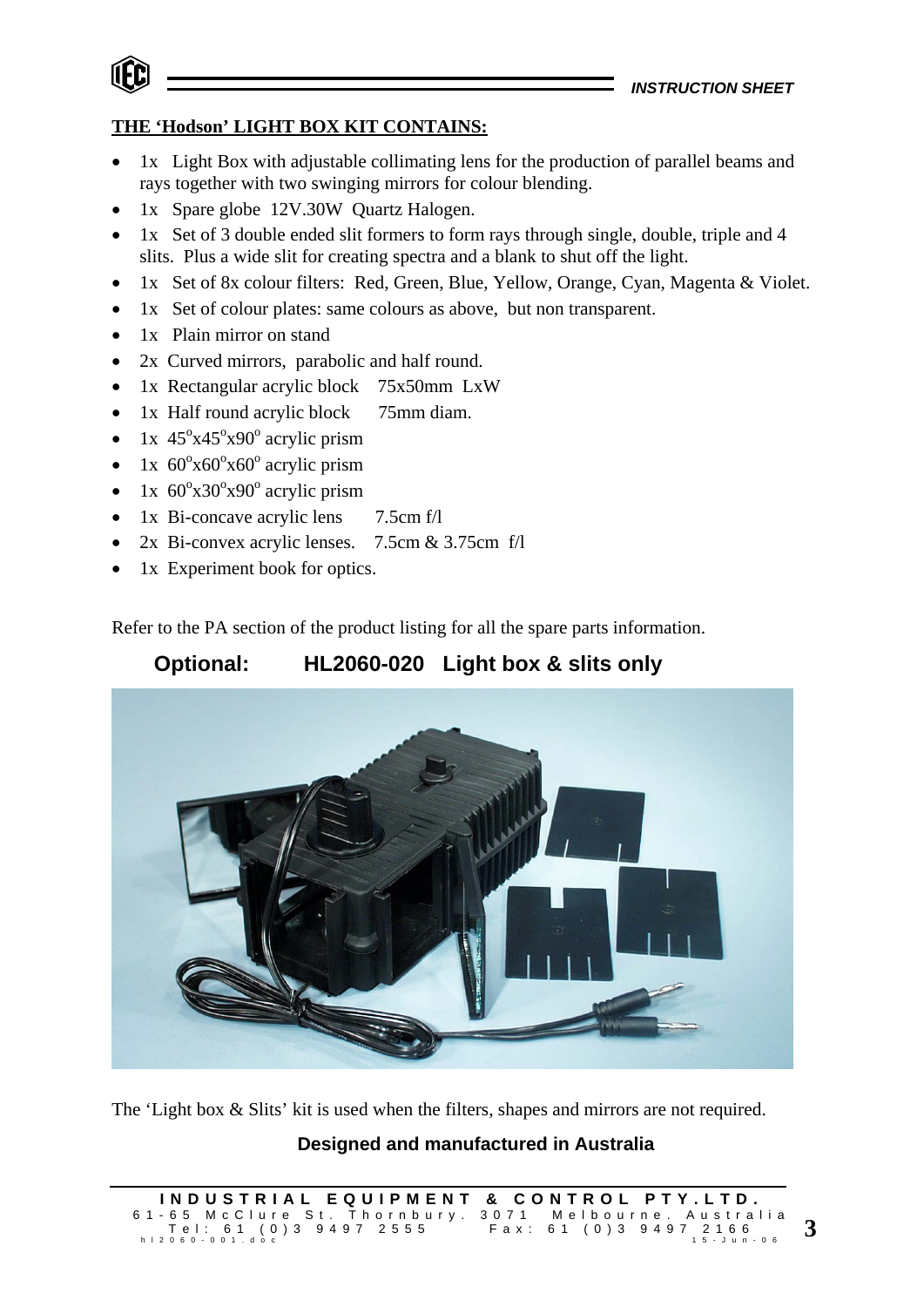## THE 'Hodson' LIGHT BOX KIT CONTAINS:

- 1x Light Box with adjustable collimating lens for the production of parallel beams and rays together with two swinging mirrors for colour blending.
- 1x Spare globe 12V.30W Quartz Halogen.
- 1x Set of 3 double ended slit formers to form rays through single, double, triple and 4 slits. Plus a wide slit for creating spectra and a blank to shut off the light.
- 1x Set of 8x colour filters: Red, Green, Blue, Yellow, Orange, Cyan, Magenta & Violet.
- 1x Set of colour plates: same colours as above, but non transparent.
- 1x Plain mirror on stand
- 2x Curved mirrors, parabolic and half round.
- 1x Rectangular acrylic block 75x50mm LxW
- 1x Half round acrylic block 75mm diam.
- 1x $45^o$x$45^o$x$90^o$ acrylic prism
- 1x $60^o$x$60^o$x$60^o$ acrylic prism
- 1x $60^o$x$30^o$x$90^o$ acrylic prism
- 1x Bi-concave acrylic lens 7.5cm f/l
- 2x Bi-convex acrylic lenses. 7.5cm & 3.75cm f/l
- 1x Experiment book for optics.

Refer to the PA section of the product listing for all the spare parts information.

**Optional: HL2060-020 Light box & slits only**

The 'Light box & Slits' kit is used when the filters, shapes and mirrors are not required.

**Designed and manufactured in Australia**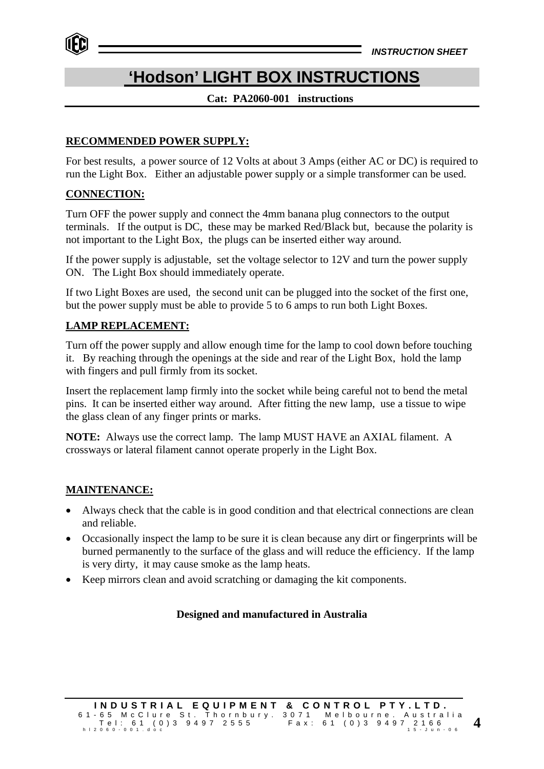# 'Hodson' LIGHT BOX INSTRUCTIONS

**Cat: PA2060-001 instructions**

## RECOMMENDED POWER SUPPLY:

For best results, a power source of 12 Volts at about 3 Amps (either AC or DC) is required to run the Light Box. Either an adjustable power supply or a simple transformer can be used.

## CONNECTION:

Turn OFF the power supply and connect the 4mm banana plug connectors to the output terminals. If the output is DC, these may be marked Red/Black but, because the polarity is not important to the Light Box, the plugs can be inserted either way around.

If the power supply is adjustable, set the voltage selector to 12V and turn the power supply ON. The Light Box should immediately operate.

If two Light Boxes are used, the second unit can be plugged into the socket of the first one, but the power supply must be able to provide 5 to 6 amps to run both Light Boxes.

## LAMP REPLACEMENT:

Turn off the power supply and allow enough time for the lamp to cool down before touching it. By reaching through the openings at the side and rear of the Light Box, hold the lamp with fingers and pull firmly from its socket.

Insert the replacement lamp firmly into the socket while being careful not to bend the metal pins. It can be inserted either way around. After fitting the new lamp, use a tissue to wipe the glass clean of any finger prints or marks.

**NOTE:** Always use the correct lamp. The lamp MUST HAVE an AXIAL filament. A crossways or lateral filament cannot operate properly in the Light Box.

## MAINTENANCE:

- Always check that the cable is in good condition and that electrical connections are clean and reliable.
- Occasionally inspect the lamp to be sure it is clean because any dirt or fingerprints will be burned permanently to the surface of the glass and will reduce the efficiency. If the lamp is very dirty, it may cause smoke as the lamp heats.
- Keep mirrors clean and avoid scratching or damaging the kit components.

**Designed and manufactured in Australia**